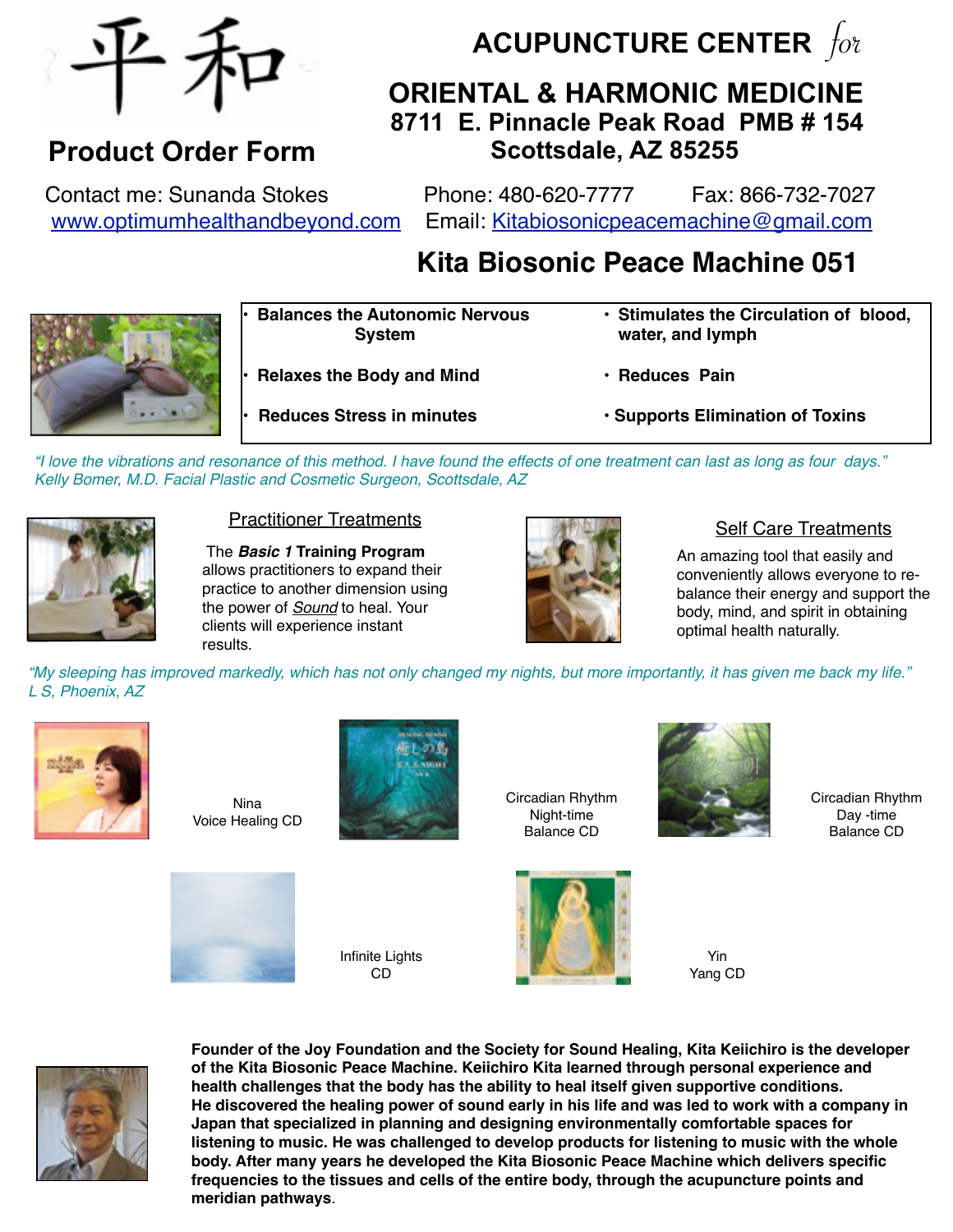平和

# Product Order Form

## ACUPUNCTURE CENTER *for* ORIENTAL & HARMONIC MEDICINE

**8711 E. Pinnacle Peak Road PMB # 154**
**Scottsdale, AZ 85255**

Contact me: Sunanda Stokes
www.optimumhealthandbeyond.com

Phone: 480-620-7777 Fax: 866-732-7027
Email: Kitabiosonicpeacemachine@gmail.com

## Kita Biosonic Peace Machine 051

- **Balances the Autonomic Nervous System**
- **Stimulates the Circulation of blood, water, and lymph**
- **Relaxes the Body and Mind**
- **Reduces Pain**
- **Reduces Stress in minutes**
- **Supports Elimination of Toxins**

*"I love the vibrations and resonance of this method. I have found the effects of one treatment can last as long as four days."*
*Kelly Bomer, M.D. Facial Plastic and Cosmetic Surgeon, Scottsdale, AZ*

### Practitioner Treatments

The ***Basic 1* Training Program** allows practitioners to expand their practice to another dimension using the power of *Sound* to heal. Your clients will experience instant results.

### Self Care Treatments

An amazing tool that easily and conveniently allows everyone to re-balance their energy and support the body, mind, and spirit in obtaining optimal health naturally.

*"My sleeping has improved markedly, which has not only changed my nights, but more importantly, it has given me back my life."*
*L S, Phoenix, AZ*

Nina
Voice Healing CD

Circadian Rhythm
Night-time
Balance CD

Circadian Rhythm
Day -time
Balance CD

Infinite Lights
CD

Yin
Yang CD

**Founder of the Joy Foundation and the Society for Sound Healing, Kita Keiichiro is the developer of the Kita Biosonic Peace Machine. Keiichiro Kita learned through personal experience and health challenges that the body has the ability to heal itself given supportive conditions. He discovered the healing power of sound early in his life and was led to work with a company in Japan that specialized in planning and designing environmentally comfortable spaces for listening to music. He was challenged to develop products for listening to music with the whole body. After many years he developed the Kita Biosonic Peace Machine which delivers specific frequencies to the tissues and cells of the entire body, through the acupuncture points and meridian pathways**.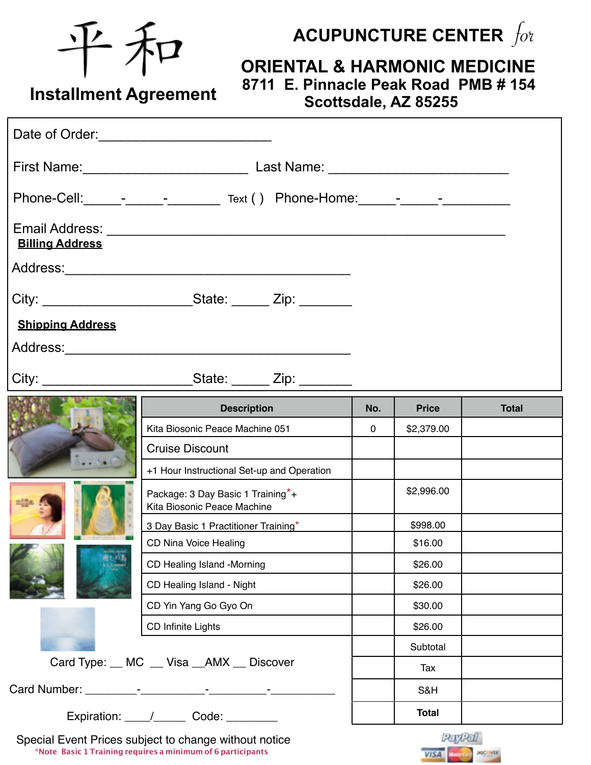平和

# Installment Agreement

## ACUPUNCTURE CENTER *for*

## ORIENTAL & HARMONIC MEDICINE

**8711 E. Pinnacle Peak Road PMB # 154**
**Scottsdale, AZ 85255**

Date of Order:______________________

First Name:______________________ Last Name: ________________________

Phone-Cell:_____-_____-_______ Text ( ) Phone-Home:_____-_____-_________

Email Address: ____________________________________________________

**Billing Address**

Address:_______________________________________

City: ____________________State: _____ Zip: _______

**Shipping Address**

Address:_______________________________________

City: ____________________State: _____ Zip: _______

| Description | No. | Price | Total |
|---|---|---|---|
| Kita Biosonic Peace Machine 051 | 0 | $2,379.00 | |
| Cruise Discount | | | |
| +1 Hour Instructional Set-up and Operation | | | |
| Package: 3 Day Basic 1 Training*+ Kita Biosonic Peace Machine | | $2,996.00 | |
| 3 Day Basic 1 Practitioner Training* | | $998.00 | |
| CD Nina Voice Healing | | $16.00 | |
| CD Healing Island -Morning | | $26.00 | |
| CD Healing Island - Night | | $26.00 | |
| CD Yin Yang Go Gyo On | | $30.00 | |
| CD Infinite Lights | | $26.00 | |
| | | Subtotal | |
| | | Tax | |
| | | S&H | |
| | | **Total** | |

Card Type: __ MC __ Visa __AMX __ Discover

Card Number: ________-__________-_________-__________

Expiration: ____/_____ Code: ________

Special Event Prices subject to change without notice

*Note: Basic 1 Training requires a minimum of 6 participants